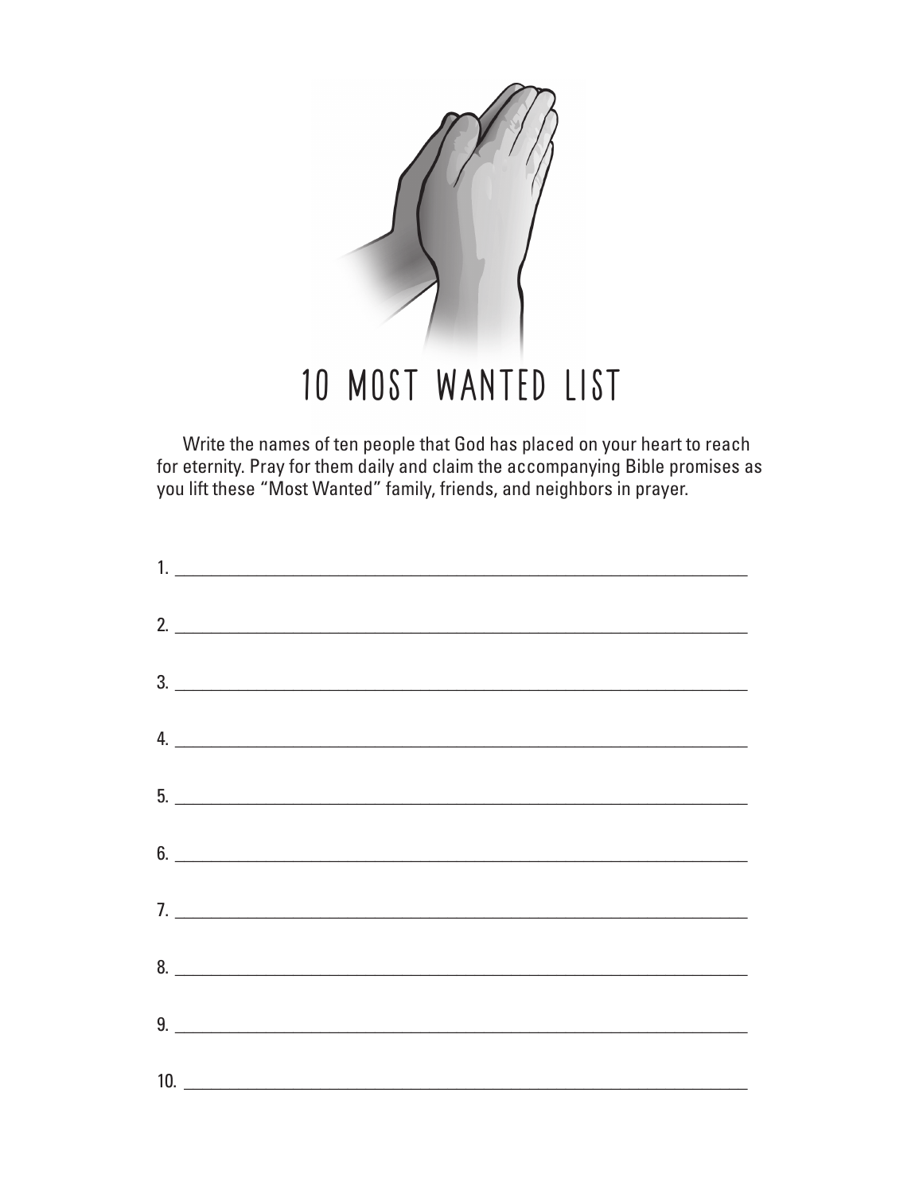# 10 MOST WANTED LIST

Write the names of ten people that God has placed on your heart to reach for eternity. Pray for them daily and claim the accompanying Bible promises as you lift these "Most Wanted" family, friends, and neighbors in prayer.

1. ______________________________________________

2. ______________________________________________

3. ______________________________________________

4. ______________________________________________

5. ______________________________________________

6. ______________________________________________

7. ______________________________________________

8. ______________________________________________

9. ______________________________________________

10. ______________________________________________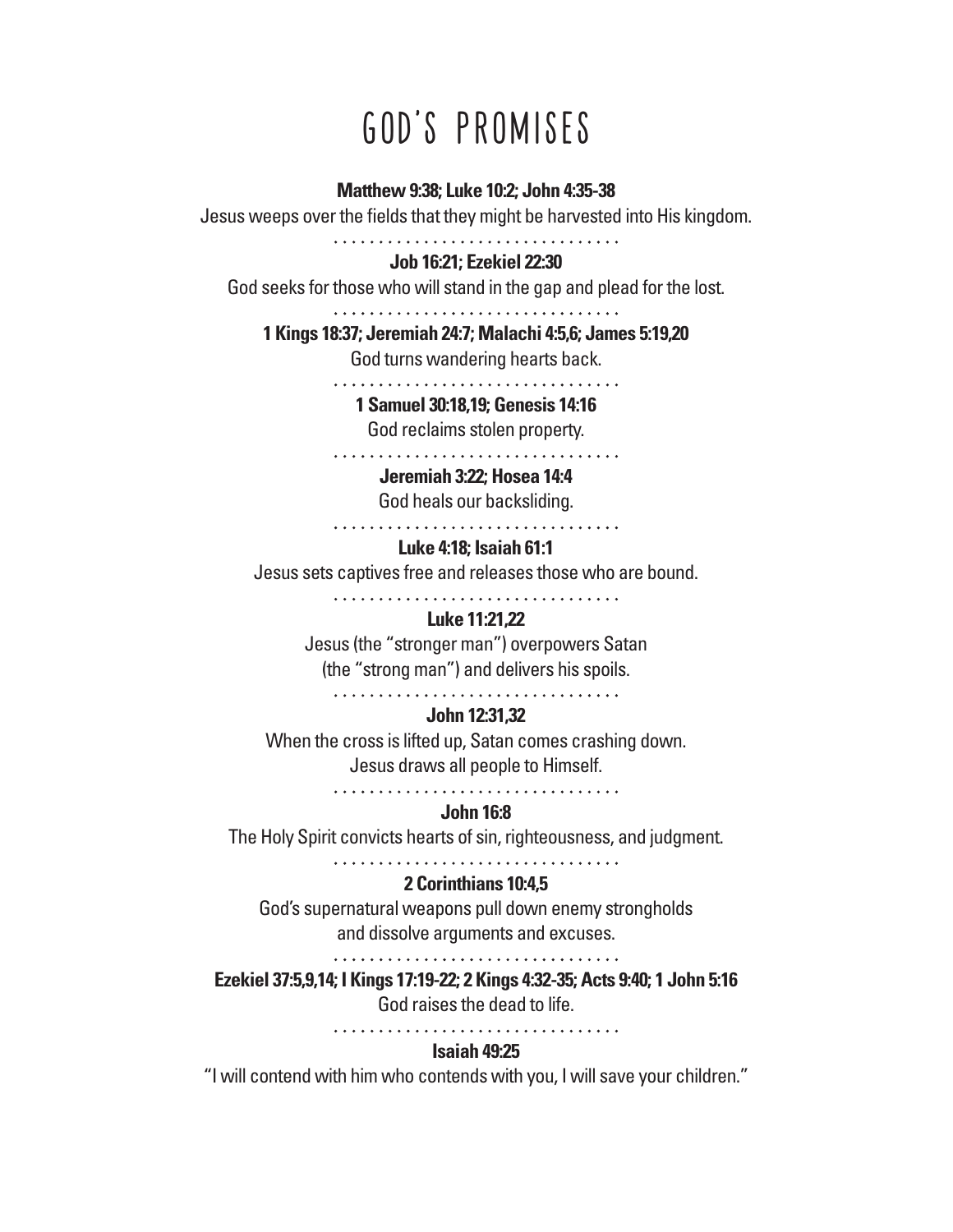# GOD'S PROMISES

**Matthew 9:38; Luke 10:2; John 4:35-38**

Jesus weeps over the fields that they might be harvested into His kingdom.

**Job 16:21; Ezekiel 22:30**

God seeks for those who will stand in the gap and plead for the lost.

**1 Kings 18:37; Jeremiah 24:7; Malachi 4:5,6; James 5:19,20**

God turns wandering hearts back.

**1 Samuel 30:18,19; Genesis 14:16**

God reclaims stolen property.

**Jeremiah 3:22; Hosea 14:4**

God heals our backsliding.

**Luke 4:18; Isaiah 61:1**

Jesus sets captives free and releases those who are bound.

**Luke 11:21,22**

Jesus (the "stronger man") overpowers Satan (the "strong man") and delivers his spoils.

**John 12:31,32**

When the cross is lifted up, Satan comes crashing down. Jesus draws all people to Himself.

**John 16:8**

The Holy Spirit convicts hearts of sin, righteousness, and judgment.

**2 Corinthians 10:4,5**

God's supernatural weapons pull down enemy strongholds and dissolve arguments and excuses.

**Ezekiel 37:5,9,14; I Kings 17:19-22; 2 Kings 4:32-35; Acts 9:40; 1 John 5:16**

God raises the dead to life.

**Isaiah 49:25**

"I will contend with him who contends with you, I will save your children."